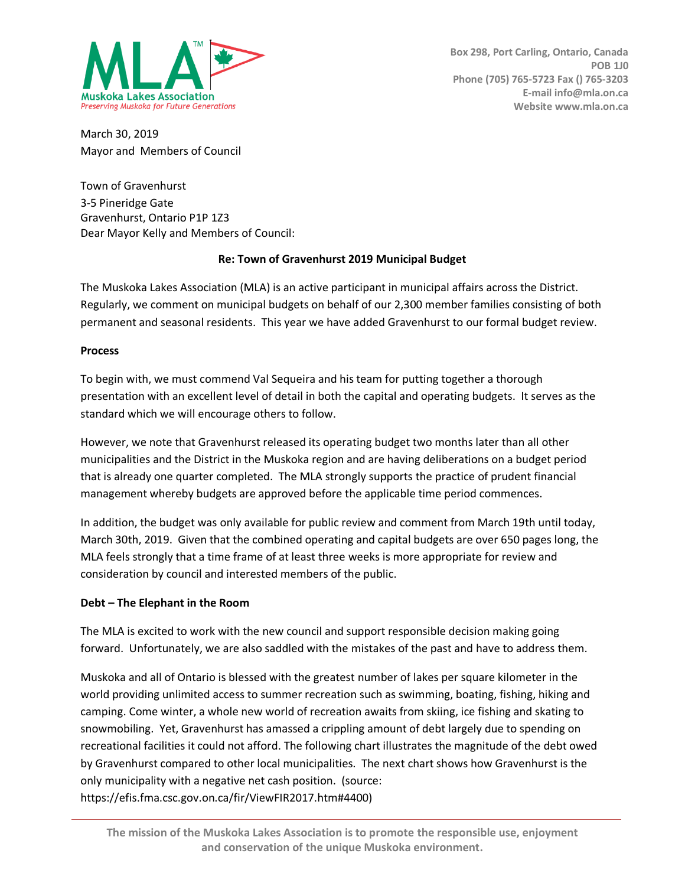**Muskoka Lakes Association**
*Preserving Muskoka for Future Generations*

Box 298, Port Carling, Ontario, Canada
POB 1J0
Phone (705) 765-5723 Fax () 765-3203
E-mail info@mla.on.ca
Website www.mla.on.ca

March 30, 2019
Mayor and Members of Council

Town of Gravenhurst
3-5 Pineridge Gate
Gravenhurst, Ontario P1P 1Z3
Dear Mayor Kelly and Members of Council:

**Re: Town of Gravenhurst 2019 Municipal Budget**

The Muskoka Lakes Association (MLA) is an active participant in municipal affairs across the District. Regularly, we comment on municipal budgets on behalf of our 2,300 member families consisting of both permanent and seasonal residents. This year we have added Gravenhurst to our formal budget review.

**Process**

To begin with, we must commend Val Sequeira and his team for putting together a thorough presentation with an excellent level of detail in both the capital and operating budgets. It serves as the standard which we will encourage others to follow.

However, we note that Gravenhurst released its operating budget two months later than all other municipalities and the District in the Muskoka region and are having deliberations on a budget period that is already one quarter completed. The MLA strongly supports the practice of prudent financial management whereby budgets are approved before the applicable time period commences.

In addition, the budget was only available for public review and comment from March 19th until today, March 30th, 2019. Given that the combined operating and capital budgets are over 650 pages long, the MLA feels strongly that a time frame of at least three weeks is more appropriate for review and consideration by council and interested members of the public.

**Debt – The Elephant in the Room**

The MLA is excited to work with the new council and support responsible decision making going forward. Unfortunately, we are also saddled with the mistakes of the past and have to address them.

Muskoka and all of Ontario is blessed with the greatest number of lakes per square kilometer in the world providing unlimited access to summer recreation such as swimming, boating, fishing, hiking and camping. Come winter, a whole new world of recreation awaits from skiing, ice fishing and skating to snowmobiling. Yet, Gravenhurst has amassed a crippling amount of debt largely due to spending on recreational facilities it could not afford. The following chart illustrates the magnitude of the debt owed by Gravenhurst compared to other local municipalities. The next chart shows how Gravenhurst is the only municipality with a negative net cash position. (source: https://efis.fma.csc.gov.on.ca/fir/ViewFIR2017.htm#4400)

The mission of the Muskoka Lakes Association is to promote the responsible use, enjoyment and conservation of the unique Muskoka environment.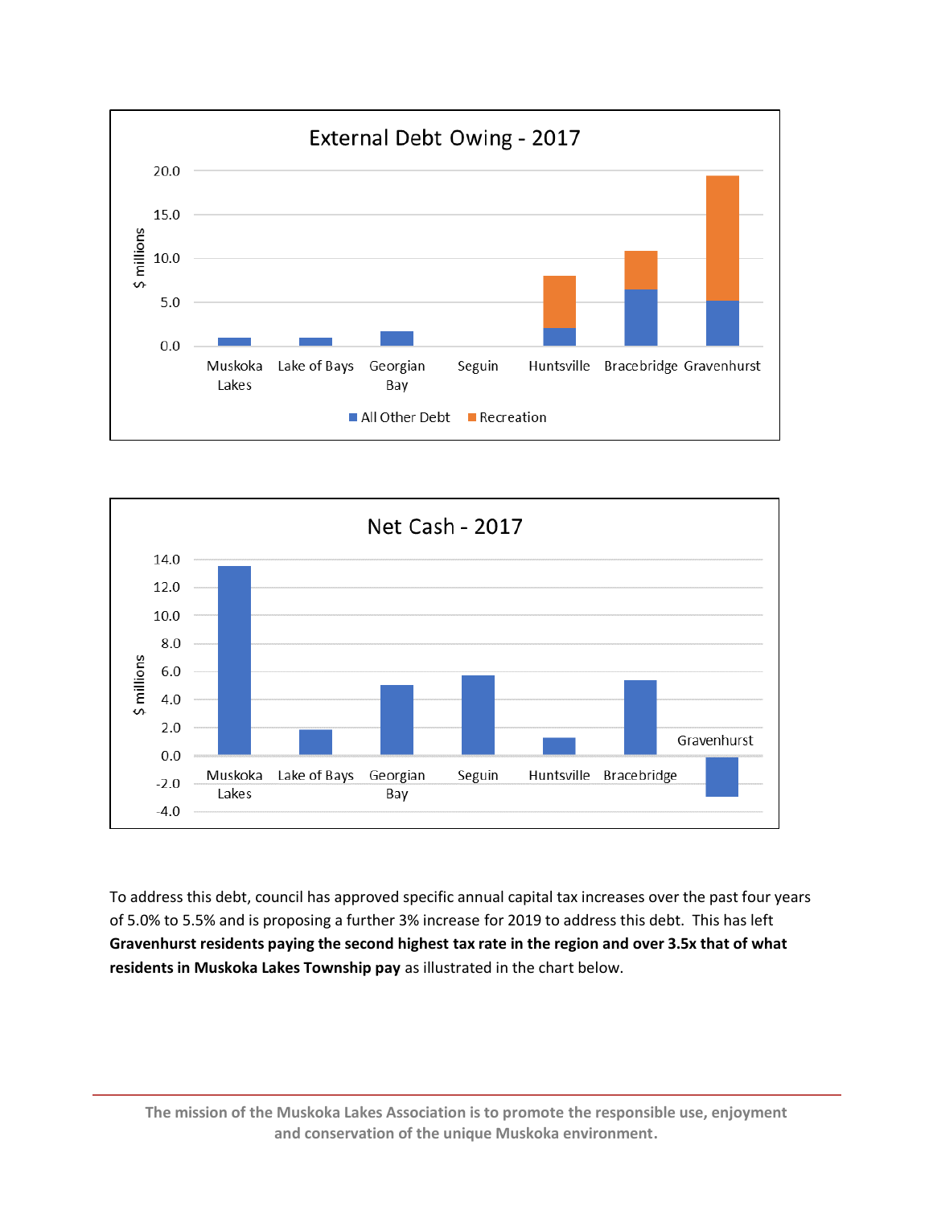External Debt Owing - 2017

Net Cash - 2017

To address this debt, council has approved specific annual capital tax increases over the past four years of 5.0% to 5.5% and is proposing a further 3% increase for 2019 to address this debt. This has left **Gravenhurst residents paying the second highest tax rate in the region and over 3.5x that of what residents in Muskoka Lakes Township pay** as illustrated in the chart below.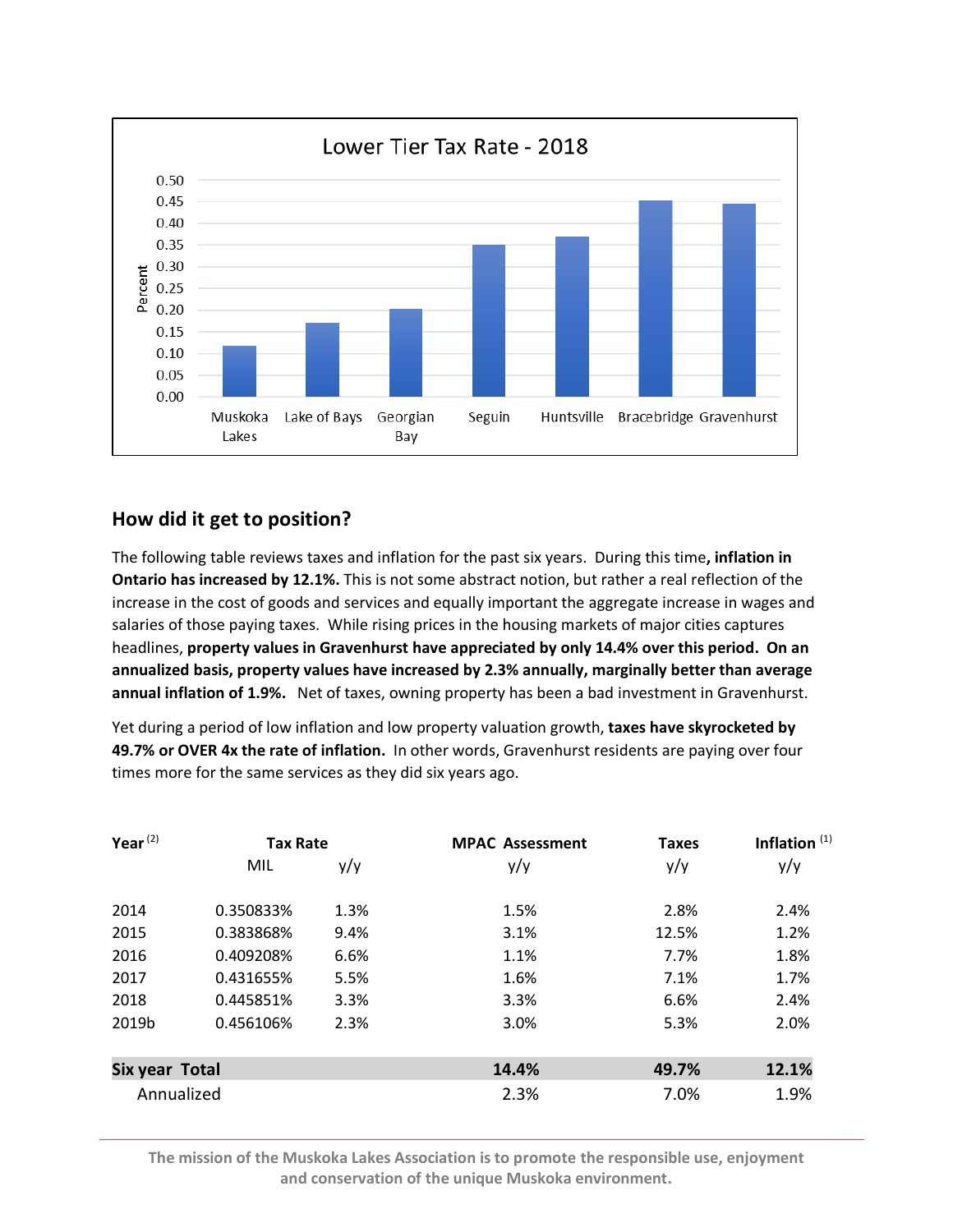**Lower Tier Tax Rate - 2018**

## How did it get to position?

The following table reviews taxes and inflation for the past six years. During this time**, inflation in Ontario has increased by 12.1%.** This is not some abstract notion, but rather a real reflection of the increase in the cost of goods and services and equally important the aggregate increase in wages and salaries of those paying taxes. While rising prices in the housing markets of major cities captures headlines, **property values in Gravenhurst have appreciated by only 14.4% over this period. On an annualized basis, property values have increased by 2.3% annually, marginally better than average annual inflation of 1.9%.** Net of taxes, owning property has been a bad investment in Gravenhurst.

Yet during a period of low inflation and low property valuation growth, **taxes have skyrocketed by 49.7% or OVER 4x the rate of inflation.** In other words, Gravenhurst residents are paying over four times more for the same services as they did six years ago.

| Year [2] | Tax Rate | | MPAC Assessment | Taxes | Inflation [1] |
|---|---|---|---|---|---|
| | MIL | y/y | y/y | y/y | y/y |
| 2014 | 0.350833% | 1.3% | 1.5% | 2.8% | 2.4% |
| 2015 | 0.383868% | 9.4% | 3.1% | 12.5% | 1.2% |
| 2016 | 0.409208% | 6.6% | 1.1% | 7.7% | 1.8% |
| 2017 | 0.431655% | 5.5% | 1.6% | 7.1% | 1.7% |
| 2018 | 0.445851% | 3.3% | 3.3% | 6.6% | 2.4% |
| 2019b | 0.456106% | 2.3% | 3.0% | 5.3% | 2.0% |
| **Six year Total** | | | **14.4%** | **49.7%** | **12.1%** |
| Annualized | | | 2.3% | 7.0% | 1.9% |

The mission of the Muskoka Lakes Association is to promote the responsible use, enjoyment and conservation of the unique Muskoka environment.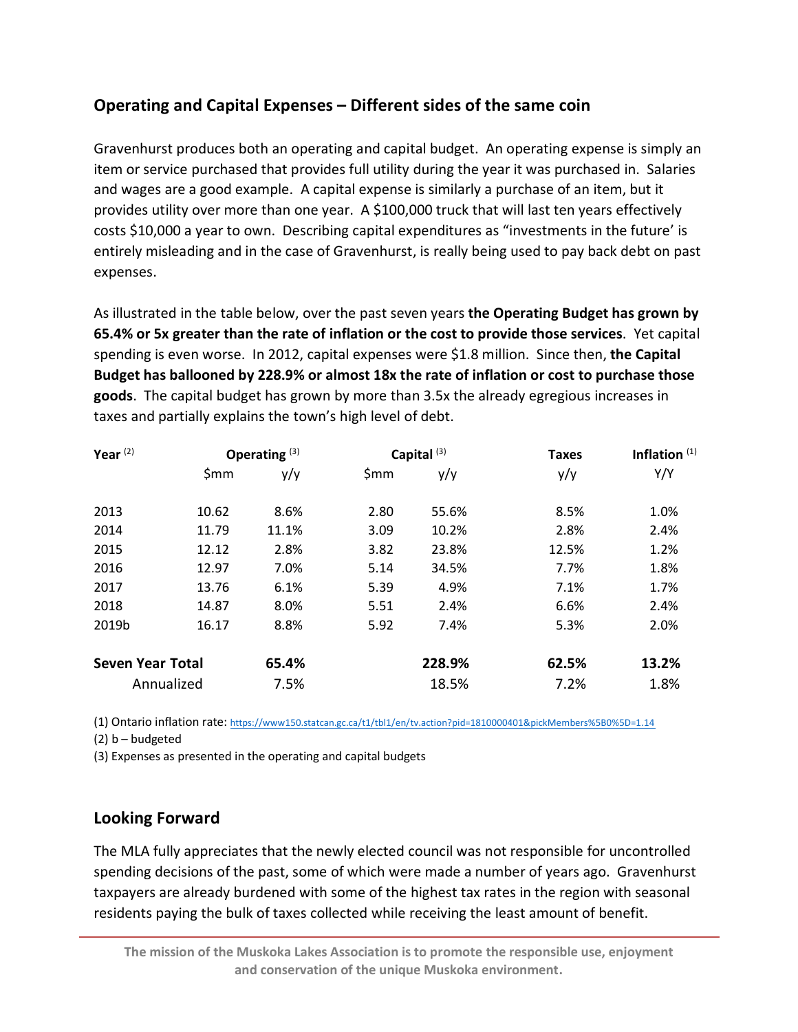## Operating and Capital Expenses – Different sides of the same coin

Gravenhurst produces both an operating and capital budget. An operating expense is simply an item or service purchased that provides full utility during the year it was purchased in. Salaries and wages are a good example. A capital expense is similarly a purchase of an item, but it provides utility over more than one year. A $100,000 truck that will last ten years effectively costs $10,000 a year to own. Describing capital expenditures as "investments in the future' is entirely misleading and in the case of Gravenhurst, is really being used to pay back debt on past expenses.

As illustrated in the table below, over the past seven years **the Operating Budget has grown by 65.4% or 5x greater than the rate of inflation or the cost to provide those services**. Yet capital spending is even worse. In 2012, capital expenses were $1.8 million. Since then, **the Capital Budget has ballooned by 228.9% or almost 18x the rate of inflation or cost to purchase those goods**. The capital budget has grown by more than 3.5x the already egregious increases in taxes and partially explains the town's high level of debt.

| Year [2] | Operating [3] | | Capital [3] | | Taxes | Inflation [1] |
|---|---|---|---|---|---|---|
| | $mm | y/y | $mm | y/y | y/y | Y/Y |
| 2013 | 10.62 | 8.6% | 2.80 | 55.6% | 8.5% | 1.0% |
| 2014 | 11.79 | 11.1% | 3.09 | 10.2% | 2.8% | 2.4% |
| 2015 | 12.12 | 2.8% | 3.82 | 23.8% | 12.5% | 1.2% |
| 2016 | 12.97 | 7.0% | 5.14 | 34.5% | 7.7% | 1.8% |
| 2017 | 13.76 | 6.1% | 5.39 | 4.9% | 7.1% | 1.7% |
| 2018 | 14.87 | 8.0% | 5.51 | 2.4% | 6.6% | 2.4% |
| 2019b | 16.17 | 8.8% | 5.92 | 7.4% | 5.3% | 2.0% |
| **Seven Year Total** | | **65.4%** | | **228.9%** | **62.5%** | **13.2%** |
| Annualized | | 7.5% | | 18.5% | 7.2% | 1.8% |

(1) Ontario inflation rate: https://www150.statcan.gc.ca/t1/tbl1/en/tv.action?pid=1810000401&pickMembers%5B0%5D=1.14

(2) b – budgeted

(3) Expenses as presented in the operating and capital budgets

## Looking Forward

The MLA fully appreciates that the newly elected council was not responsible for uncontrolled spending decisions of the past, some of which were made a number of years ago. Gravenhurst taxpayers are already burdened with some of the highest tax rates in the region with seasonal residents paying the bulk of taxes collected while receiving the least amount of benefit.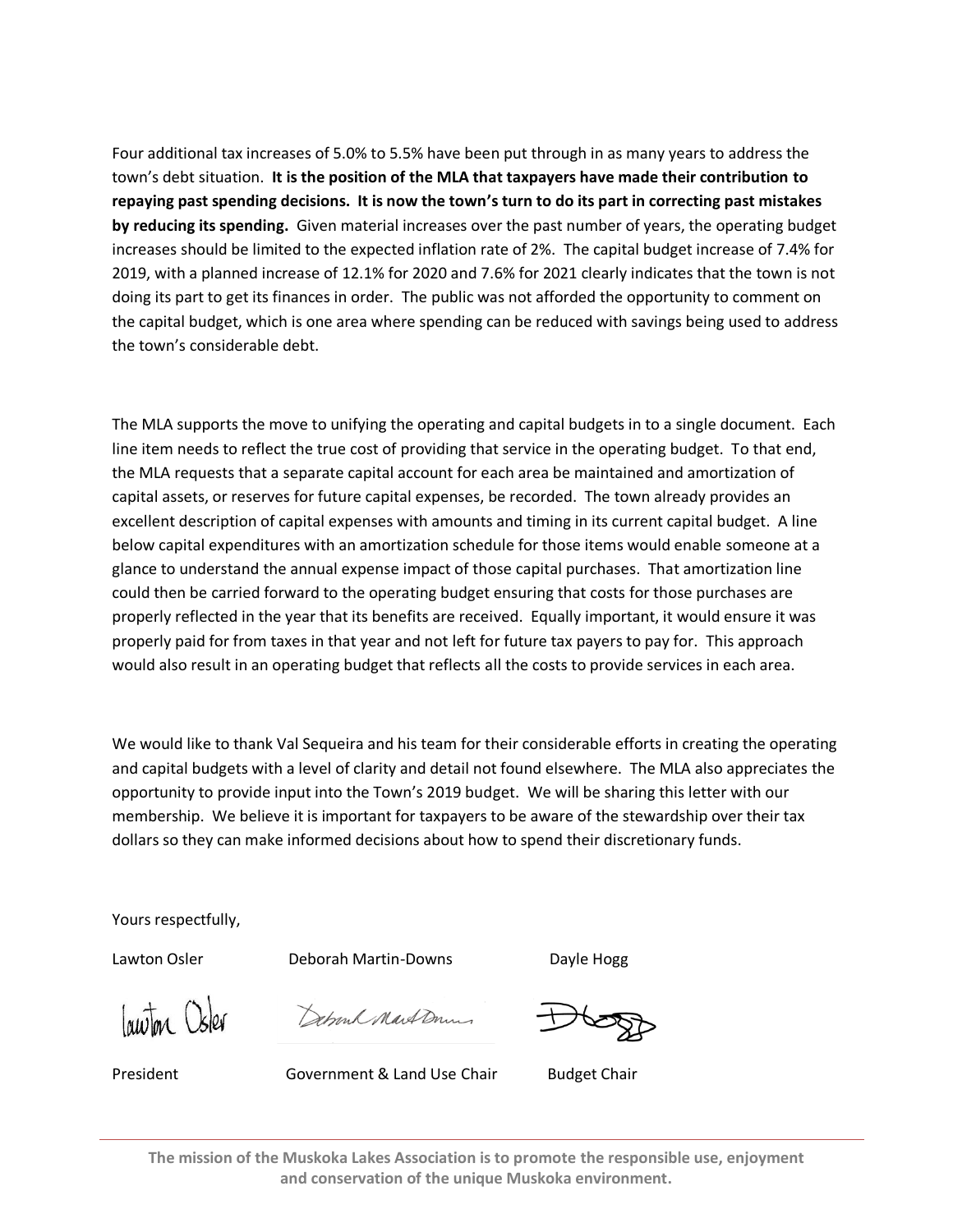Four additional tax increases of 5.0% to 5.5% have been put through in as many years to address the town's debt situation. **It is the position of the MLA that taxpayers have made their contribution to repaying past spending decisions. It is now the town's turn to do its part in correcting past mistakes by reducing its spending.** Given material increases over the past number of years, the operating budget increases should be limited to the expected inflation rate of 2%. The capital budget increase of 7.4% for 2019, with a planned increase of 12.1% for 2020 and 7.6% for 2021 clearly indicates that the town is not doing its part to get its finances in order. The public was not afforded the opportunity to comment on the capital budget, which is one area where spending can be reduced with savings being used to address the town's considerable debt.

The MLA supports the move to unifying the operating and capital budgets in to a single document. Each line item needs to reflect the true cost of providing that service in the operating budget. To that end, the MLA requests that a separate capital account for each area be maintained and amortization of capital assets, or reserves for future capital expenses, be recorded. The town already provides an excellent description of capital expenses with amounts and timing in its current capital budget. A line below capital expenditures with an amortization schedule for those items would enable someone at a glance to understand the annual expense impact of those capital purchases. That amortization line could then be carried forward to the operating budget ensuring that costs for those purchases are properly reflected in the year that its benefits are received. Equally important, it would ensure it was properly paid for from taxes in that year and not left for future tax payers to pay for. This approach would also result in an operating budget that reflects all the costs to provide services in each area.

We would like to thank Val Sequeira and his team for their considerable efforts in creating the operating and capital budgets with a level of clarity and detail not found elsewhere. The MLA also appreciates the opportunity to provide input into the Town's 2019 budget. We will be sharing this letter with our membership. We believe it is important for taxpayers to be aware of the stewardship over their tax dollars so they can make informed decisions about how to spend their discretionary funds.

Yours respectfully,

| | | |
|---|---|---|
| Lawton Osler | Deborah Martin-Downs | Dayle Hogg |
| President | Government & Land Use Chair | Budget Chair |

**The mission of the Muskoka Lakes Association is to promote the responsible use, enjoyment and conservation of the unique Muskoka environment.**